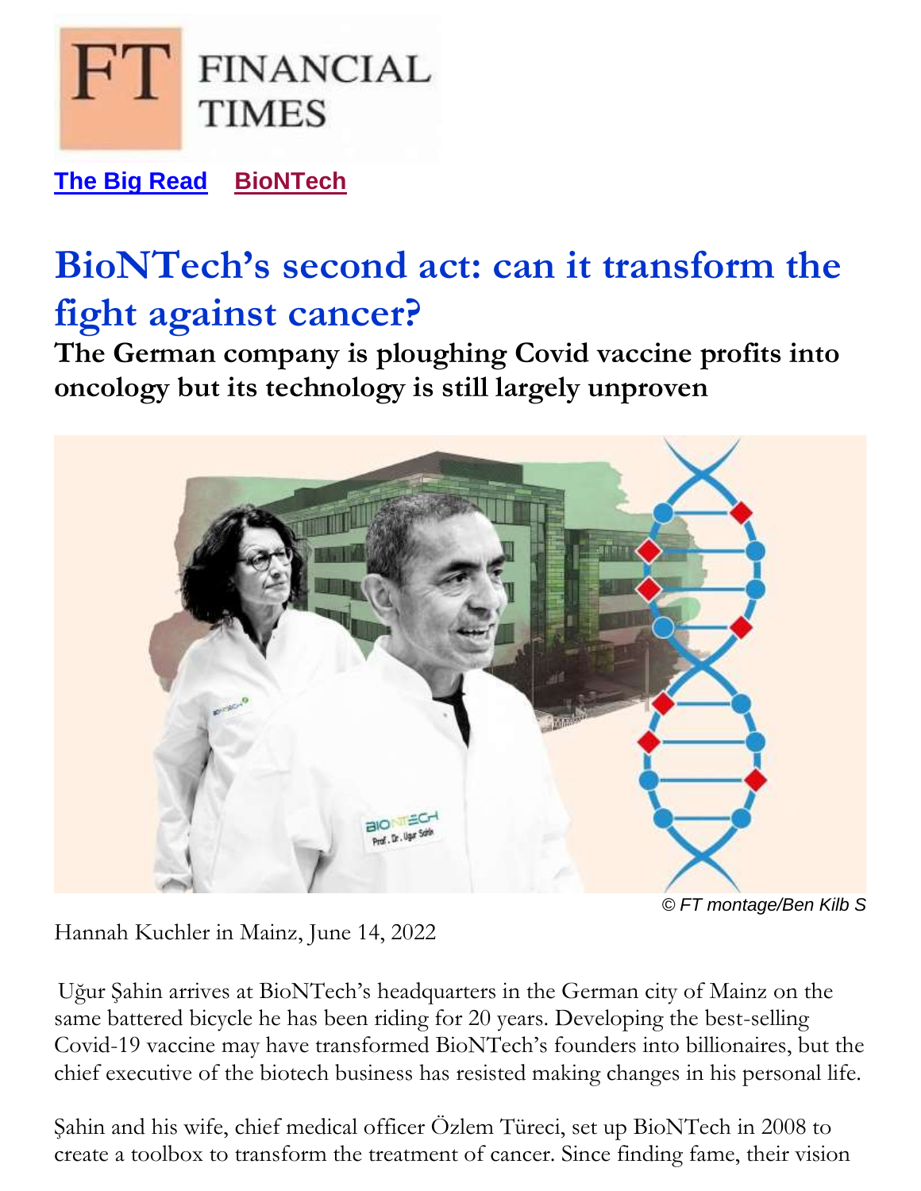The Big Read BioNTech

# BioNTech's second act: can it transform the fight against cancer?

**The German company is ploughing Covid vaccine profits into oncology but its technology is still largely unproven**

© FT montage/Ben Kilb S

Hannah Kuchler in Mainz, June 14, 2022

Uğur Şahin arrives at BioNTech's headquarters in the German city of Mainz on the same battered bicycle he has been riding for 20 years. Developing the best-selling Covid-19 vaccine may have transformed BioNTech's founders into billionaires, but the chief executive of the biotech business has resisted making changes in his personal life.

Şahin and his wife, chief medical officer Özlem Türeci, set up BioNTech in 2008 to create a toolbox to transform the treatment of cancer. Since finding fame, their vision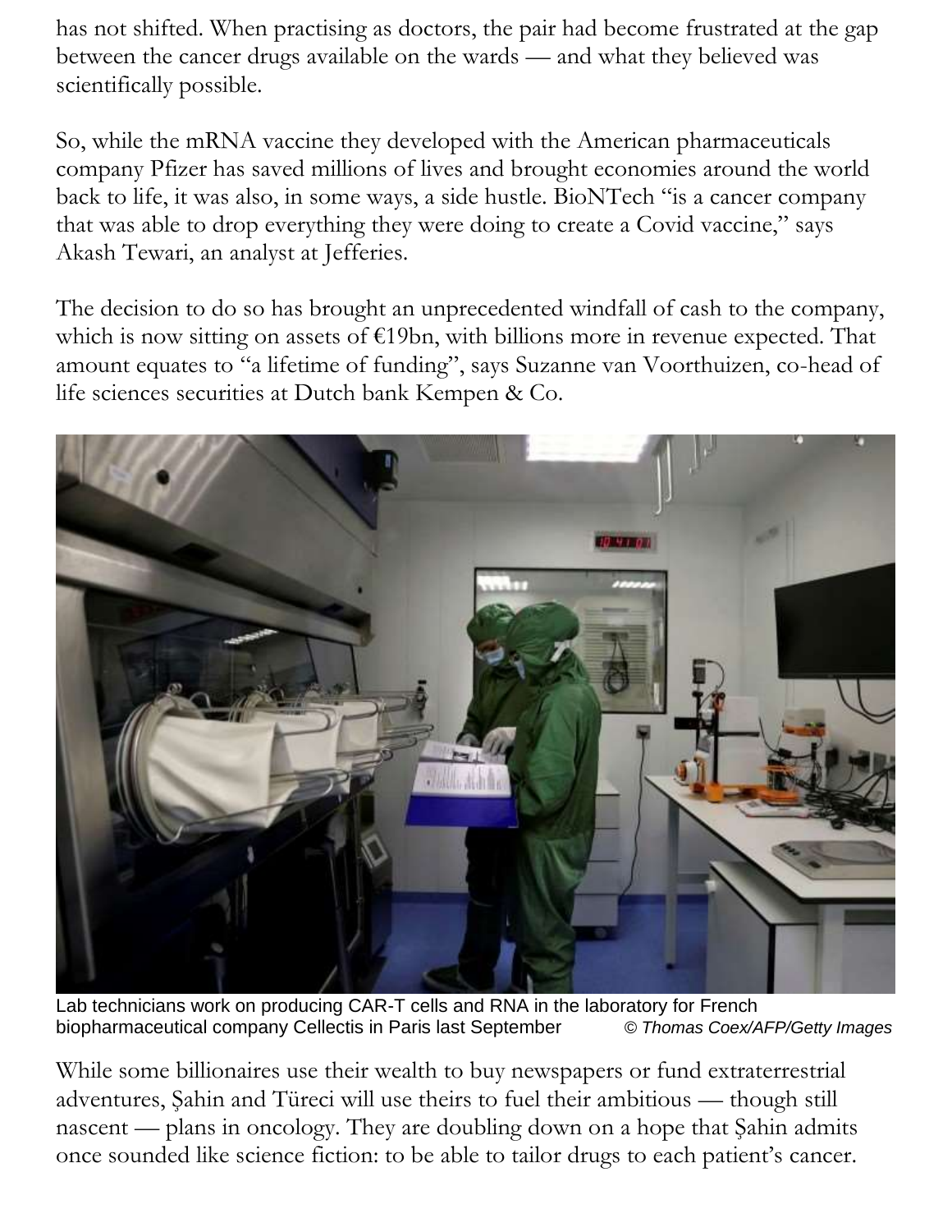has not shifted. When practising as doctors, the pair had become frustrated at the gap between the cancer drugs available on the wards — and what they believed was scientifically possible.

So, while the mRNA vaccine they developed with the American pharmaceuticals company Pfizer has saved millions of lives and brought economies around the world back to life, it was also, in some ways, a side hustle. BioNTech "is a cancer company that was able to drop everything they were doing to create a Covid vaccine," says Akash Tewari, an analyst at Jefferies.

The decision to do so has brought an unprecedented windfall of cash to the company, which is now sitting on assets of €19bn, with billions more in revenue expected. That amount equates to "a lifetime of funding", says Suzanne van Voorthuizen, co-head of life sciences securities at Dutch bank Kempen & Co.

Lab technicians work on producing CAR-T cells and RNA in the laboratory for French biopharmaceutical company Cellectis in Paris last September *© Thomas Coex/AFP/Getty Images*

While some billionaires use their wealth to buy newspapers or fund extraterrestrial adventures, Şahin and Türeci will use theirs to fuel their ambitious — though still nascent — plans in oncology. They are doubling down on a hope that Şahin admits once sounded like science fiction: to be able to tailor drugs to each patient's cancer.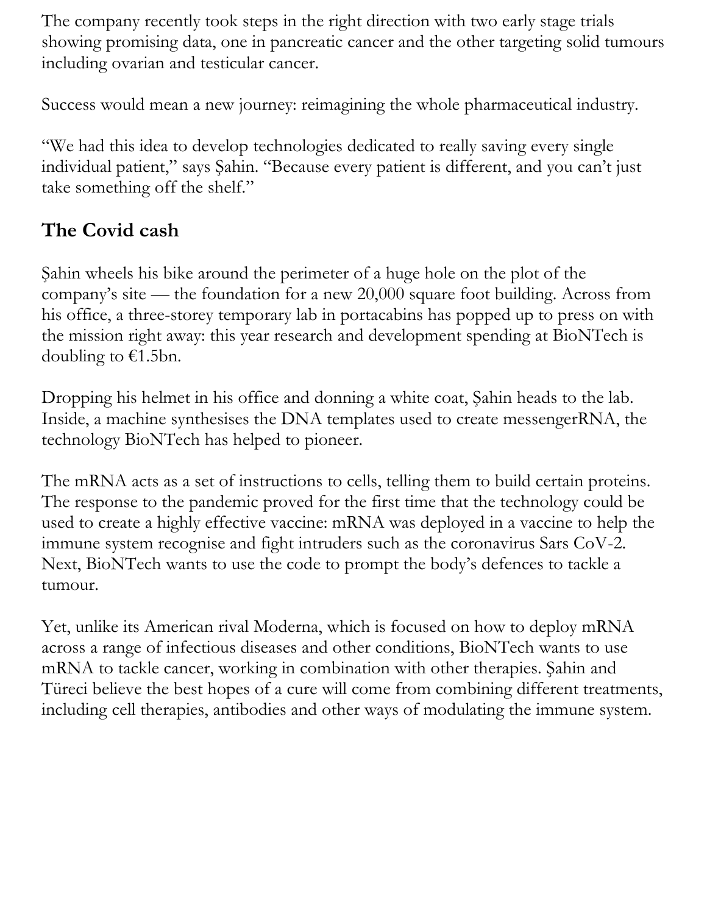The company recently took steps in the right direction with two early stage trials showing promising data, one in pancreatic cancer and the other targeting solid tumours including ovarian and testicular cancer.

Success would mean a new journey: reimagining the whole pharmaceutical industry.

"We had this idea to develop technologies dedicated to really saving every single individual patient," says Şahin. "Because every patient is different, and you can't just take something off the shelf."

## The Covid cash

Şahin wheels his bike around the perimeter of a huge hole on the plot of the company's site — the foundation for a new 20,000 square foot building. Across from his office, a three-storey temporary lab in portacabins has popped up to press on with the mission right away: this year research and development spending at BioNTech is doubling to €1.5bn.

Dropping his helmet in his office and donning a white coat, Şahin heads to the lab. Inside, a machine synthesises the DNA templates used to create messengerRNA, the technology BioNTech has helped to pioneer.

The mRNA acts as a set of instructions to cells, telling them to build certain proteins. The response to the pandemic proved for the first time that the technology could be used to create a highly effective vaccine: mRNA was deployed in a vaccine to help the immune system recognise and fight intruders such as the coronavirus Sars CoV-2. Next, BioNTech wants to use the code to prompt the body's defences to tackle a tumour.

Yet, unlike its American rival Moderna, which is focused on how to deploy mRNA across a range of infectious diseases and other conditions, BioNTech wants to use mRNA to tackle cancer, working in combination with other therapies. Şahin and Türeci believe the best hopes of a cure will come from combining different treatments, including cell therapies, antibodies and other ways of modulating the immune system.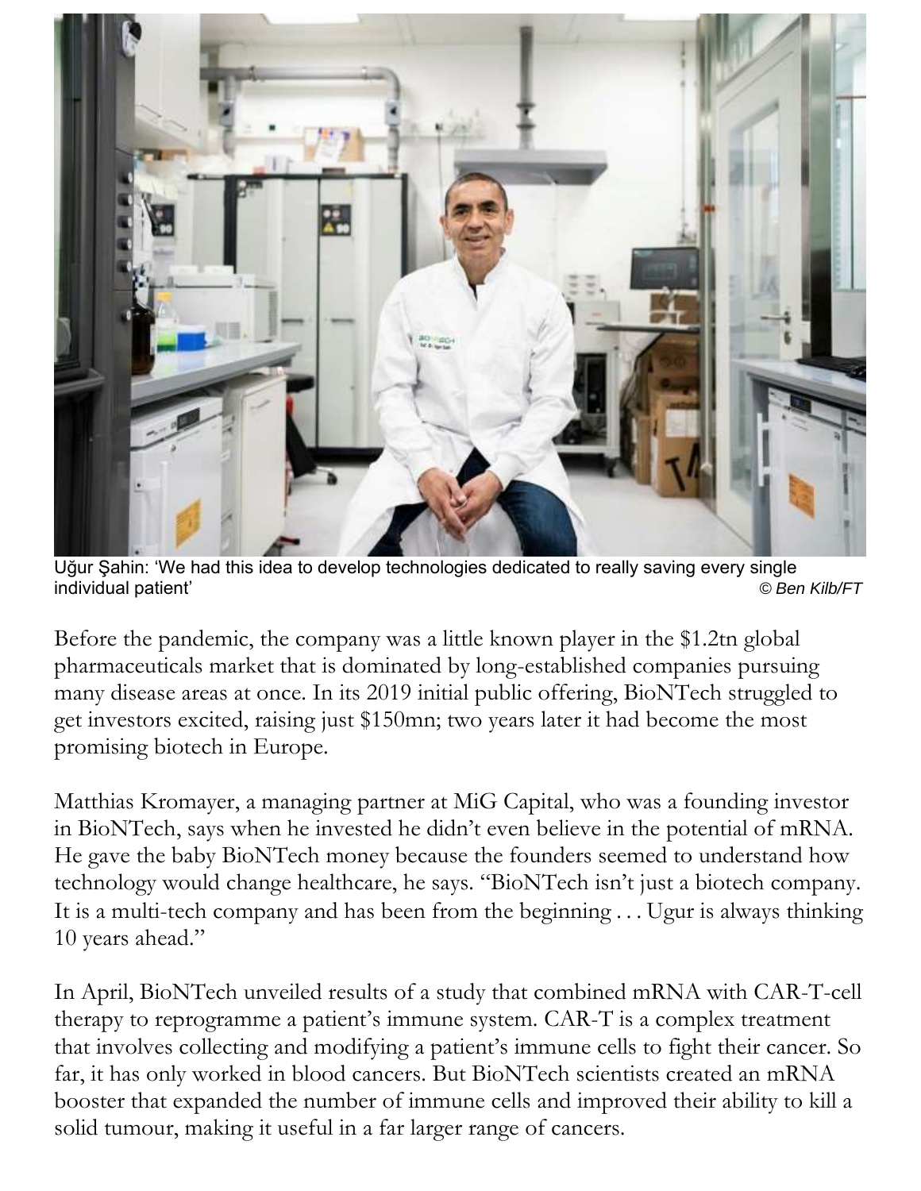Uğur Şahin: 'We had this idea to develop technologies dedicated to really saving every single individual patient' © Ben Kilb/FT

Before the pandemic, the company was a little known player in the $1.2tn global pharmaceuticals market that is dominated by long-established companies pursuing many disease areas at once. In its 2019 initial public offering, BioNTech struggled to get investors excited, raising just $150mn; two years later it had become the most promising biotech in Europe.

Matthias Kromayer, a managing partner at MiG Capital, who was a founding investor in BioNTech, says when he invested he didn't even believe in the potential of mRNA. He gave the baby BioNTech money because the founders seemed to understand how technology would change healthcare, he says. "BioNTech isn't just a biotech company. It is a multi-tech company and has been from the beginning . . . Ugur is always thinking 10 years ahead."

In April, BioNTech unveiled results of a study that combined mRNA with CAR-T-cell therapy to reprogramme a patient's immune system. CAR-T is a complex treatment that involves collecting and modifying a patient's immune cells to fight their cancer. So far, it has only worked in blood cancers. But BioNTech scientists created an mRNA booster that expanded the number of immune cells and improved their ability to kill a solid tumour, making it useful in a far larger range of cancers.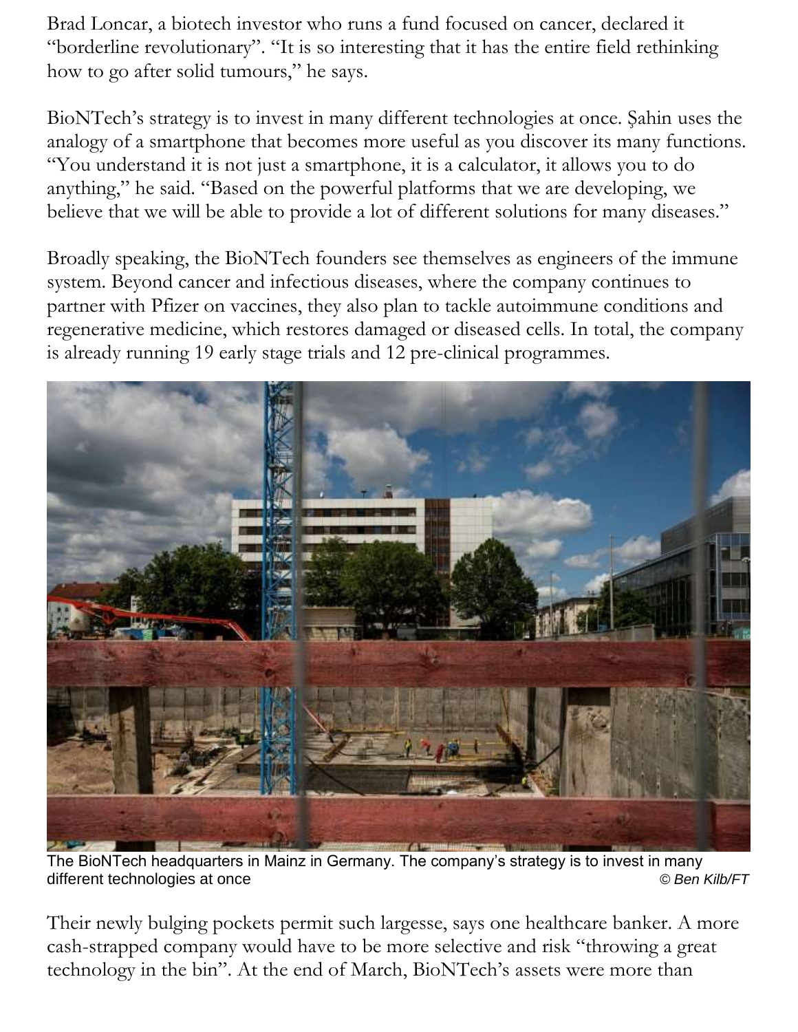Brad Loncar, a biotech investor who runs a fund focused on cancer, declared it "borderline revolutionary". "It is so interesting that it has the entire field rethinking how to go after solid tumours," he says.

BioNTech's strategy is to invest in many different technologies at once. Şahin uses the analogy of a smartphone that becomes more useful as you discover its many functions. "You understand it is not just a smartphone, it is a calculator, it allows you to do anything," he said. "Based on the powerful platforms that we are developing, we believe that we will be able to provide a lot of different solutions for many diseases."

Broadly speaking, the BioNTech founders see themselves as engineers of the immune system. Beyond cancer and infectious diseases, where the company continues to partner with Pfizer on vaccines, they also plan to tackle autoimmune conditions and regenerative medicine, which restores damaged or diseased cells. In total, the company is already running 19 early stage trials and 12 pre-clinical programmes.

The BioNTech headquarters in Mainz in Germany. The company's strategy is to invest in many different technologies at once © *Ben Kilb/FT*

Their newly bulging pockets permit such largesse, says one healthcare banker. A more cash-strapped company would have to be more selective and risk "throwing a great technology in the bin". At the end of March, BioNTech's assets were more than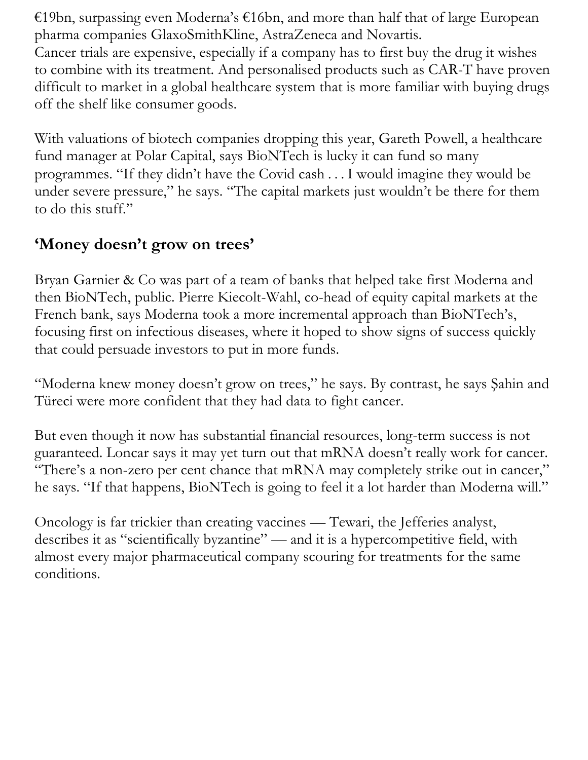€19bn, surpassing even Moderna's €16bn, and more than half that of large European pharma companies GlaxoSmithKline, AstraZeneca and Novartis.
Cancer trials are expensive, especially if a company has to first buy the drug it wishes to combine with its treatment. And personalised products such as CAR-T have proven difficult to market in a global healthcare system that is more familiar with buying drugs off the shelf like consumer goods.

With valuations of biotech companies dropping this year, Gareth Powell, a healthcare fund manager at Polar Capital, says BioNTech is lucky it can fund so many programmes. "If they didn't have the Covid cash . . . I would imagine they would be under severe pressure," he says. "The capital markets just wouldn't be there for them to do this stuff."

## 'Money doesn't grow on trees'

Bryan Garnier & Co was part of a team of banks that helped take first Moderna and then BioNTech, public. Pierre Kiecolt-Wahl, co-head of equity capital markets at the French bank, says Moderna took a more incremental approach than BioNTech's, focusing first on infectious diseases, where it hoped to show signs of success quickly that could persuade investors to put in more funds.

"Moderna knew money doesn't grow on trees," he says. By contrast, he says Şahin and Türeci were more confident that they had data to fight cancer.

But even though it now has substantial financial resources, long-term success is not guaranteed. Loncar says it may yet turn out that mRNA doesn't really work for cancer. "There's a non-zero per cent chance that mRNA may completely strike out in cancer," he says. "If that happens, BioNTech is going to feel it a lot harder than Moderna will."

Oncology is far trickier than creating vaccines — Tewari, the Jefferies analyst, describes it as "scientifically byzantine" — and it is a hypercompetitive field, with almost every major pharmaceutical company scouring for treatments for the same conditions.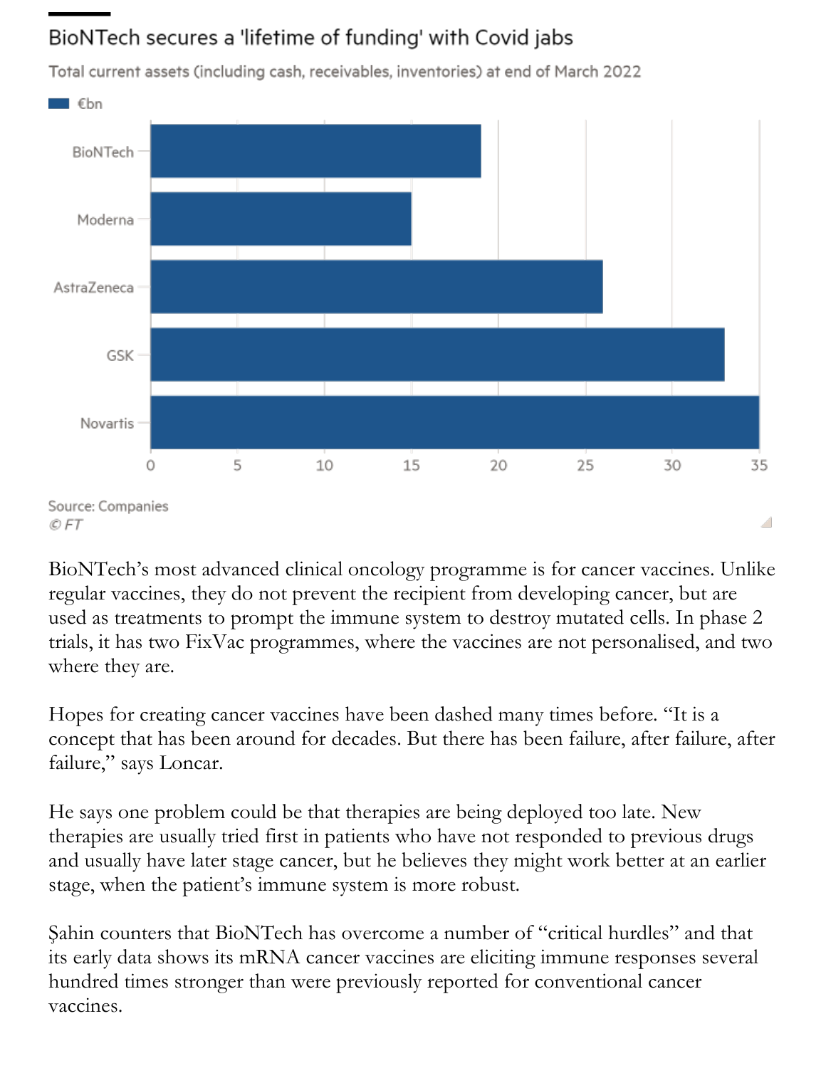## BioNTech secures a 'lifetime of funding' with Covid jabs

Total current assets (including cash, receivables, inventories) at end of March 2022

€bn

BioNTech

Moderna

AstraZeneca

GSK

Novartis

0 5 10 15 20 25 30 35

Source: Companies
© FT

BioNTech's most advanced clinical oncology programme is for cancer vaccines. Unlike regular vaccines, they do not prevent the recipient from developing cancer, but are used as treatments to prompt the immune system to destroy mutated cells. In phase 2 trials, it has two FixVac programmes, where the vaccines are not personalised, and two where they are.

Hopes for creating cancer vaccines have been dashed many times before. "It is a concept that has been around for decades. But there has been failure, after failure, after failure," says Loncar.

He says one problem could be that therapies are being deployed too late. New therapies are usually tried first in patients who have not responded to previous drugs and usually have later stage cancer, but he believes they might work better at an earlier stage, when the patient's immune system is more robust.

Şahin counters that BioNTech has overcome a number of "critical hurdles" and that its early data shows its mRNA cancer vaccines are eliciting immune responses several hundred times stronger than were previously reported for conventional cancer vaccines.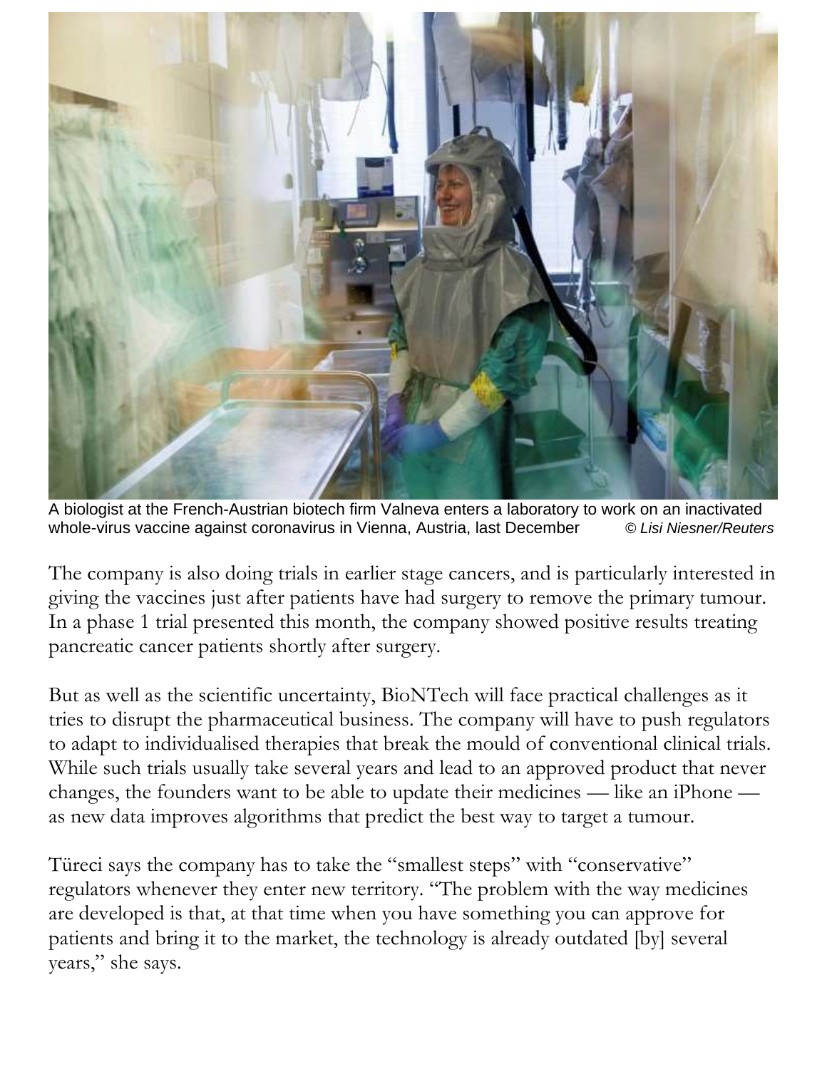A biologist at the French-Austrian biotech firm Valneva enters a laboratory to work on an inactivated whole-virus vaccine against coronavirus in Vienna, Austria, last December © *Lisi Niesner/Reuters*

The company is also doing trials in earlier stage cancers, and is particularly interested in giving the vaccines just after patients have had surgery to remove the primary tumour. In a phase 1 trial presented this month, the company showed positive results treating pancreatic cancer patients shortly after surgery.

But as well as the scientific uncertainty, BioNTech will face practical challenges as it tries to disrupt the pharmaceutical business. The company will have to push regulators to adapt to individualised therapies that break the mould of conventional clinical trials. While such trials usually take several years and lead to an approved product that never changes, the founders want to be able to update their medicines — like an iPhone — as new data improves algorithms that predict the best way to target a tumour.

Türeci says the company has to take the "smallest steps" with "conservative" regulators whenever they enter new territory. "The problem with the way medicines are developed is that, at that time when you have something you can approve for patients and bring it to the market, the technology is already outdated [by] several years," she says.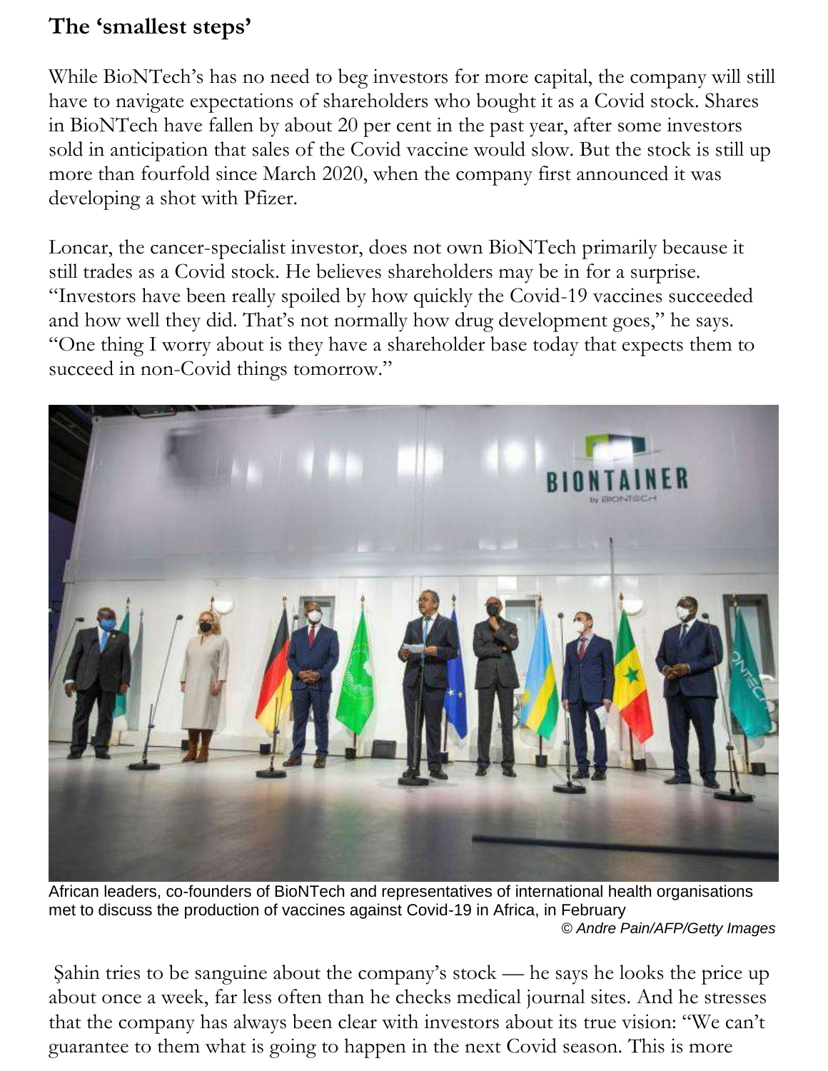## The 'smallest steps'

While BioNTech's has no need to beg investors for more capital, the company will still have to navigate expectations of shareholders who bought it as a Covid stock. Shares in BioNTech have fallen by about 20 per cent in the past year, after some investors sold in anticipation that sales of the Covid vaccine would slow. But the stock is still up more than fourfold since March 2020, when the company first announced it was developing a shot with Pfizer.

Loncar, the cancer-specialist investor, does not own BioNTech primarily because it still trades as a Covid stock. He believes shareholders may be in for a surprise. "Investors have been really spoiled by how quickly the Covid-19 vaccines succeeded and how well they did. That's not normally how drug development goes," he says. "One thing I worry about is they have a shareholder base today that expects them to succeed in non-Covid things tomorrow."

African leaders, co-founders of BioNTech and representatives of international health organisations met to discuss the production of vaccines against Covid-19 in Africa, in February

*© Andre Pain/AFP/Getty Images*

Şahin tries to be sanguine about the company's stock — he says he looks the price up about once a week, far less often than he checks medical journal sites. And he stresses that the company has always been clear with investors about its true vision: "We can't guarantee to them what is going to happen in the next Covid season. This is more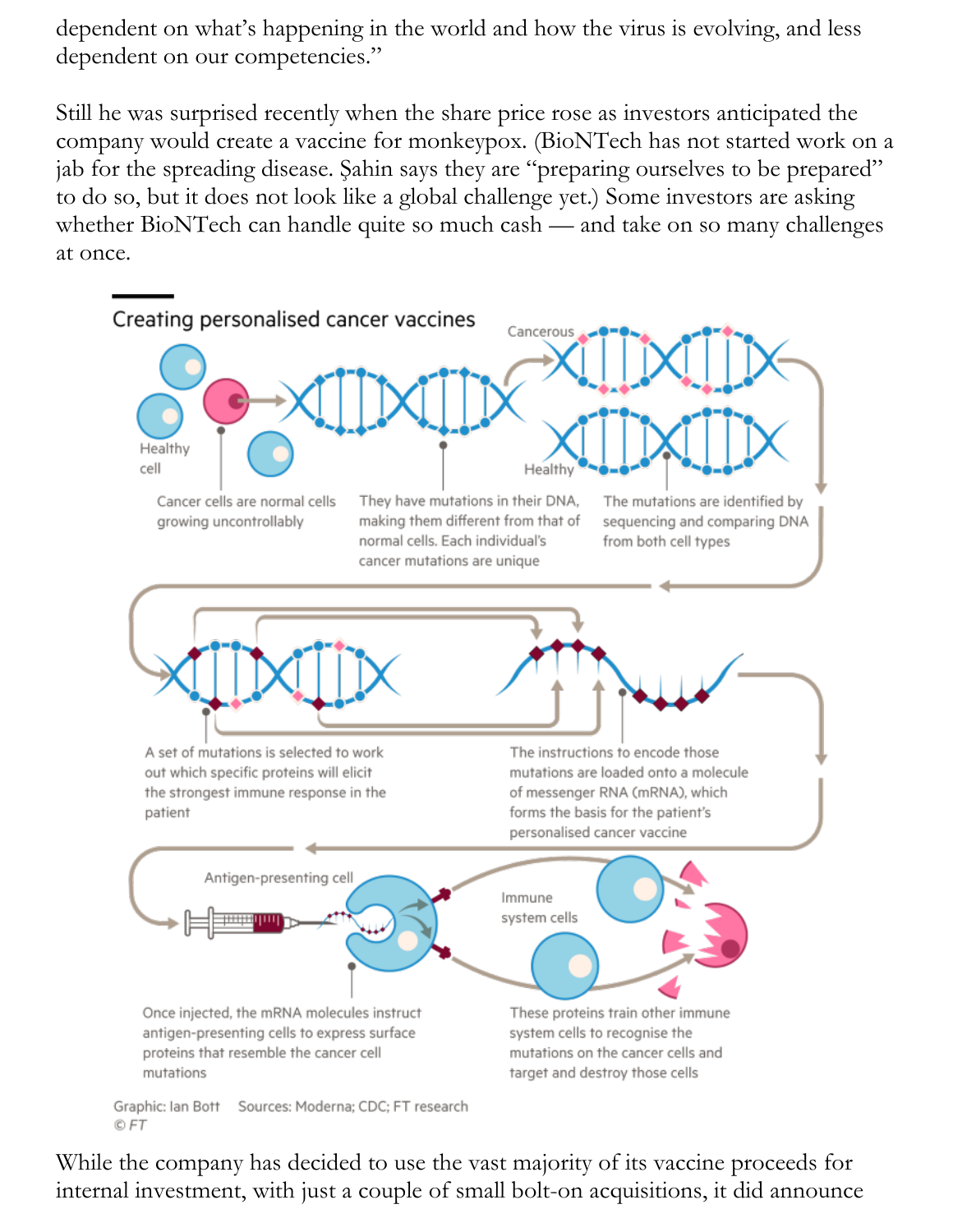dependent on what's happening in the world and how the virus is evolving, and less dependent on our competencies."

Still he was surprised recently when the share price rose as investors anticipated the company would create a vaccine for monkeypox. (BioNTech has not started work on a jab for the spreading disease. Şahin says they are "preparing ourselves to be prepared" to do so, but it does not look like a global challenge yet.) Some investors are asking whether BioNTech can handle quite so much cash — and take on so many challenges at once.

**Creating personalised cancer vaccines**

Healthy cell

Cancer cells are normal cells growing uncontrollably

They have mutations in their DNA, making them different from that of normal cells. Each individual's cancer mutations are unique

Cancerous

Healthy

The mutations are identified by sequencing and comparing DNA from both cell types

A set of mutations is selected to work out which specific proteins will elicit the strongest immune response in the patient

The instructions to encode those mutations are loaded onto a molecule of messenger RNA (mRNA), which forms the basis for the patient's personalised cancer vaccine

Antigen-presenting cell

Once injected, the mRNA molecules instruct antigen-presenting cells to express surface proteins that resemble the cancer cell mutations

Immune system cells

These proteins train other immune system cells to recognise the mutations on the cancer cells and target and destroy those cells

Graphic: Ian Bott Sources: Moderna; CDC; FT research
© FT

While the company has decided to use the vast majority of its vaccine proceeds for internal investment, with just a couple of small bolt-on acquisitions, it did announce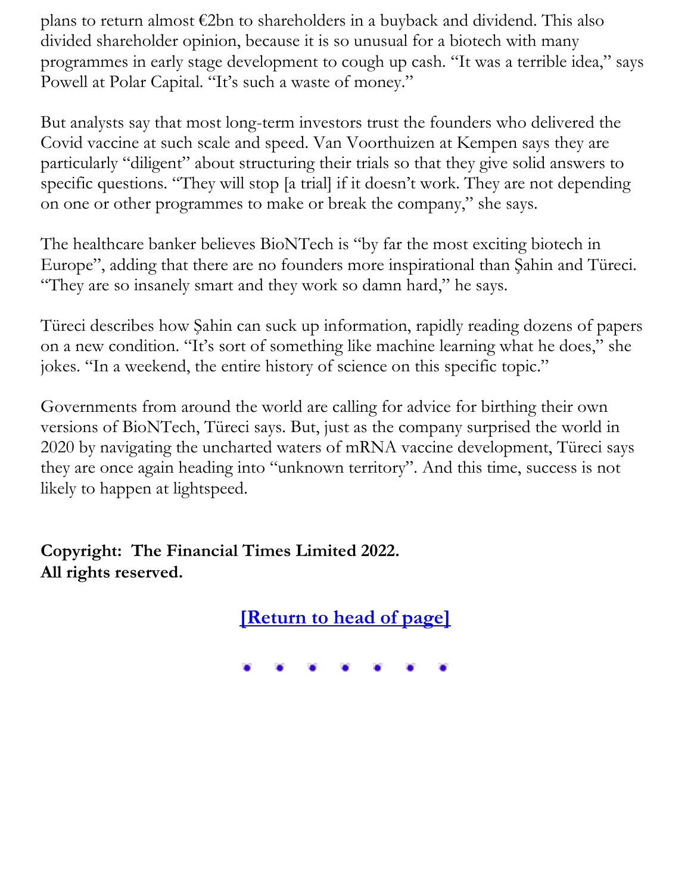plans to return almost €2bn to shareholders in a buyback and dividend. This also divided shareholder opinion, because it is so unusual for a biotech with many programmes in early stage development to cough up cash. "It was a terrible idea," says Powell at Polar Capital. "It's such a waste of money."

But analysts say that most long-term investors trust the founders who delivered the Covid vaccine at such scale and speed. Van Voorthuizen at Kempen says they are particularly "diligent" about structuring their trials so that they give solid answers to specific questions. "They will stop [a trial] if it doesn't work. They are not depending on one or other programmes to make or break the company," she says.

The healthcare banker believes BioNTech is "by far the most exciting biotech in Europe", adding that there are no founders more inspirational than Şahin and Türeci. "They are so insanely smart and they work so damn hard," he says.

Türeci describes how Şahin can suck up information, rapidly reading dozens of papers on a new condition. "It's sort of something like machine learning what he does," she jokes. "In a weekend, the entire history of science on this specific topic."

Governments from around the world are calling for advice for birthing their own versions of BioNTech, Türeci says. But, just as the company surprised the world in 2020 by navigating the uncharted waters of mRNA vaccine development, Türeci says they are once again heading into "unknown territory". And this time, success is not likely to happen at lightspeed.

**Copyright: The Financial Times Limited 2022.**
**All rights reserved.**

[Return to head of page]